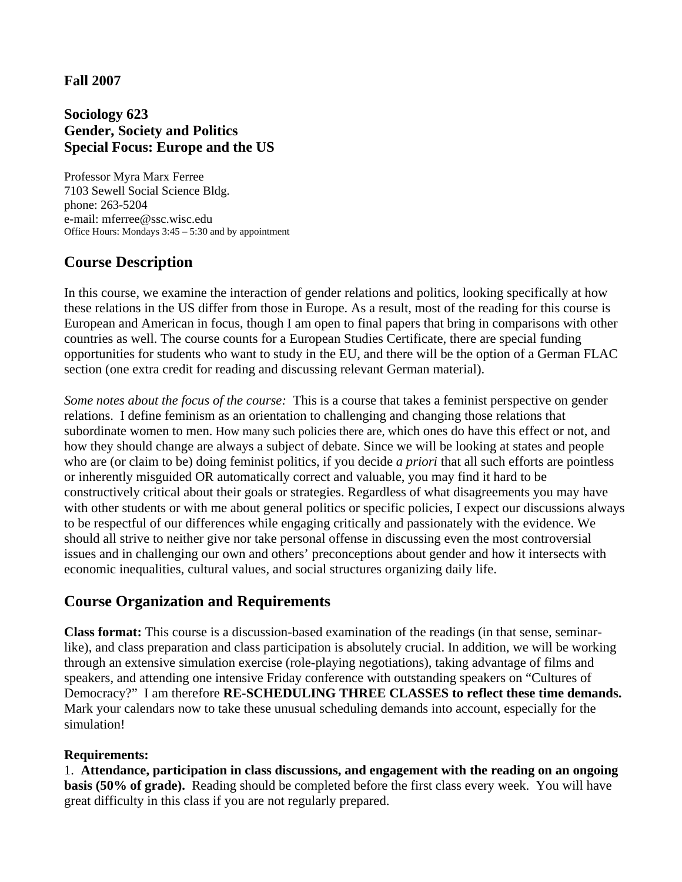**Fall 2007**

**Sociology 623**
**Gender, Society and Politics**
**Special Focus: Europe and the US**

Professor Myra Marx Ferree
7103 Sewell Social Science Bldg.
phone: 263-5204
e-mail: mferree@ssc.wisc.edu
Office Hours: Mondays 3:45 – 5:30 and by appointment

## Course Description

In this course, we examine the interaction of gender relations and politics, looking specifically at how these relations in the US differ from those in Europe. As a result, most of the reading for this course is European and American in focus, though I am open to final papers that bring in comparisons with other countries as well. The course counts for a European Studies Certificate, there are special funding opportunities for students who want to study in the EU, and there will be the option of a German FLAC section (one extra credit for reading and discussing relevant German material).

*Some notes about the focus of the course:* This is a course that takes a feminist perspective on gender relations. I define feminism as an orientation to challenging and changing those relations that subordinate women to men. How many such policies there are, which ones do have this effect or not, and how they should change are always a subject of debate. Since we will be looking at states and people who are (or claim to be) doing feminist politics, if you decide *a priori* that all such efforts are pointless or inherently misguided OR automatically correct and valuable, you may find it hard to be constructively critical about their goals or strategies. Regardless of what disagreements you may have with other students or with me about general politics or specific policies, I expect our discussions always to be respectful of our differences while engaging critically and passionately with the evidence. We should all strive to neither give nor take personal offense in discussing even the most controversial issues and in challenging our own and others' preconceptions about gender and how it intersects with economic inequalities, cultural values, and social structures organizing daily life.

## Course Organization and Requirements

**Class format:** This course is a discussion-based examination of the readings (in that sense, seminar-like), and class preparation and class participation is absolutely crucial. In addition, we will be working through an extensive simulation exercise (role-playing negotiations), taking advantage of films and speakers, and attending one intensive Friday conference with outstanding speakers on "Cultures of Democracy?" I am therefore **RE-SCHEDULING THREE CLASSES to reflect these time demands.** Mark your calendars now to take these unusual scheduling demands into account, especially for the simulation!

**Requirements:**

1. **Attendance, participation in class discussions, and engagement with the reading on an ongoing basis (50% of grade).** Reading should be completed before the first class every week. You will have great difficulty in this class if you are not regularly prepared.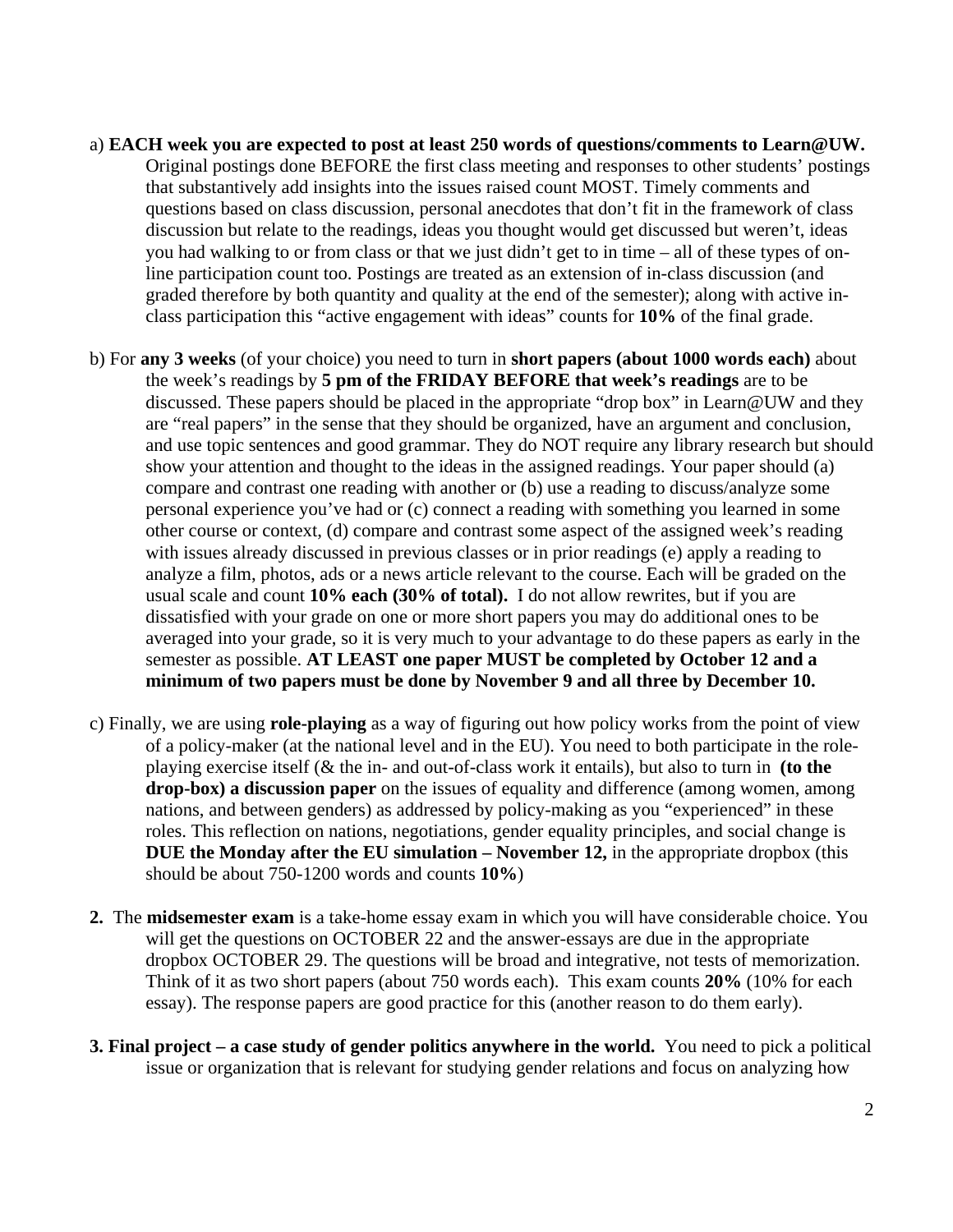a) **EACH week you are expected to post at least 250 words of questions/comments to Learn@UW.** Original postings done BEFORE the first class meeting and responses to other students' postings that substantively add insights into the issues raised count MOST. Timely comments and questions based on class discussion, personal anecdotes that don't fit in the framework of class discussion but relate to the readings, ideas you thought would get discussed but weren't, ideas you had walking to or from class or that we just didn't get to in time – all of these types of on-line participation count too. Postings are treated as an extension of in-class discussion (and graded therefore by both quantity and quality at the end of the semester); along with active in-class participation this "active engagement with ideas" counts for **10%** of the final grade.

b) For **any 3 weeks** (of your choice) you need to turn in **short papers (about 1000 words each)** about the week's readings by **5 pm of the FRIDAY BEFORE that week's readings** are to be discussed. These papers should be placed in the appropriate "drop box" in Learn@UW and they are "real papers" in the sense that they should be organized, have an argument and conclusion, and use topic sentences and good grammar. They do NOT require any library research but should show your attention and thought to the ideas in the assigned readings. Your paper should (a) compare and contrast one reading with another or (b) use a reading to discuss/analyze some personal experience you've had or (c) connect a reading with something you learned in some other course or context, (d) compare and contrast some aspect of the assigned week's reading with issues already discussed in previous classes or in prior readings (e) apply a reading to analyze a film, photos, ads or a news article relevant to the course. Each will be graded on the usual scale and count **10% each (30% of total).** I do not allow rewrites, but if you are dissatisfied with your grade on one or more short papers you may do additional ones to be averaged into your grade, so it is very much to your advantage to do these papers as early in the semester as possible. **AT LEAST one paper MUST be completed by October 12 and a minimum of two papers must be done by November 9 and all three by December 10.**

c) Finally, we are using **role-playing** as a way of figuring out how policy works from the point of view of a policy-maker (at the national level and in the EU). You need to both participate in the role-playing exercise itself (& the in- and out-of-class work it entails), but also to turn in **(to the drop-box) a discussion paper** on the issues of equality and difference (among women, among nations, and between genders) as addressed by policy-making as you "experienced" in these roles. This reflection on nations, negotiations, gender equality principles, and social change is **DUE the Monday after the EU simulation – November 12,** in the appropriate dropbox (this should be about 750-1200 words and counts **10%**)

**2.** The **midsemester exam** is a take-home essay exam in which you will have considerable choice. You will get the questions on OCTOBER 22 and the answer-essays are due in the appropriate dropbox OCTOBER 29. The questions will be broad and integrative, not tests of memorization. Think of it as two short papers (about 750 words each). This exam counts **20%** (10% for each essay). The response papers are good practice for this (another reason to do them early).

**3. Final project – a case study of gender politics anywhere in the world.** You need to pick a political issue or organization that is relevant for studying gender relations and focus on analyzing how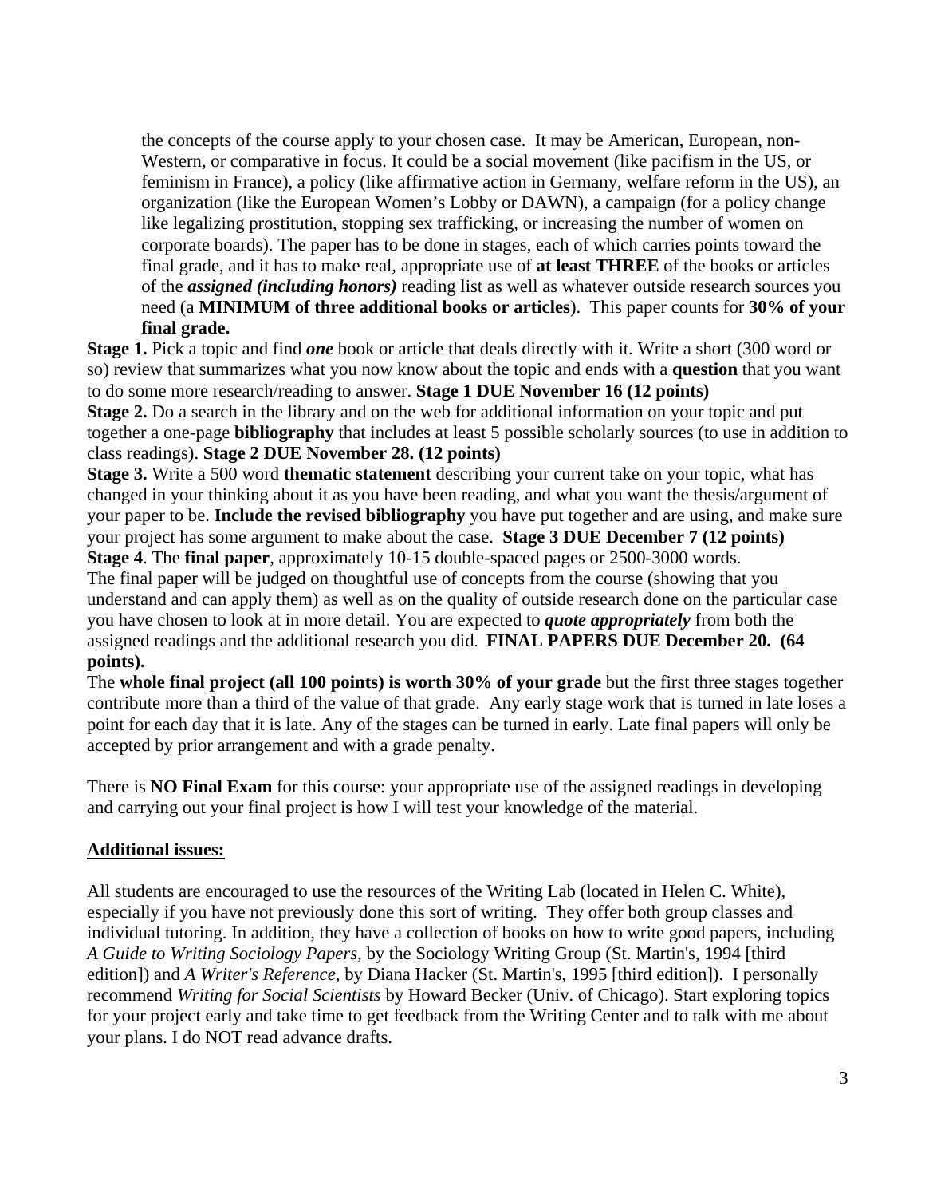the concepts of the course apply to your chosen case. It may be American, European, non-Western, or comparative in focus. It could be a social movement (like pacifism in the US, or feminism in France), a policy (like affirmative action in Germany, welfare reform in the US), an organization (like the European Women's Lobby or DAWN), a campaign (for a policy change like legalizing prostitution, stopping sex trafficking, or increasing the number of women on corporate boards). The paper has to be done in stages, each of which carries points toward the final grade, and it has to make real, appropriate use of **at least THREE** of the books or articles of the ***assigned (including honors)*** reading list as well as whatever outside research sources you need (a **MINIMUM of three additional books or articles**). This paper counts for **30% of your final grade.**

**Stage 1.** Pick a topic and find ***one*** book or article that deals directly with it. Write a short (300 word or so) review that summarizes what you now know about the topic and ends with a **question** that you want to do some more research/reading to answer. **Stage 1 DUE November 16 (12 points)**

**Stage 2.** Do a search in the library and on the web for additional information on your topic and put together a one-page **bibliography** that includes at least 5 possible scholarly sources (to use in addition to class readings). **Stage 2 DUE November 28. (12 points)**

**Stage 3.** Write a 500 word **thematic statement** describing your current take on your topic, what has changed in your thinking about it as you have been reading, and what you want the thesis/argument of your paper to be. **Include the revised bibliography** you have put together and are using, and make sure your project has some argument to make about the case. **Stage 3 DUE December 7 (12 points)**

**Stage 4**. The **final paper**, approximately 10-15 double-spaced pages or 2500-3000 words. The final paper will be judged on thoughtful use of concepts from the course (showing that you understand and can apply them) as well as on the quality of outside research done on the particular case you have chosen to look at in more detail. You are expected to ***quote appropriately*** from both the assigned readings and the additional research you did. **FINAL PAPERS DUE December 20. (64 points).**

The **whole final project (all 100 points) is worth 30% of your grade** but the first three stages together contribute more than a third of the value of that grade. Any early stage work that is turned in late loses a point for each day that it is late. Any of the stages can be turned in early. Late final papers will only be accepted by prior arrangement and with a grade penalty.

There is **NO Final Exam** for this course: your appropriate use of the assigned readings in developing and carrying out your final project is how I will test your knowledge of the material.

## Additional issues:

All students are encouraged to use the resources of the Writing Lab (located in Helen C. White), especially if you have not previously done this sort of writing. They offer both group classes and individual tutoring. In addition, they have a collection of books on how to write good papers, including *A Guide to Writing Sociology Papers*, by the Sociology Writing Group (St. Martin's, 1994 [third edition]) and *A Writer's Reference*, by Diana Hacker (St. Martin's, 1995 [third edition]). I personally recommend *Writing for Social Scientists* by Howard Becker (Univ. of Chicago). Start exploring topics for your project early and take time to get feedback from the Writing Center and to talk with me about your plans. I do NOT read advance drafts.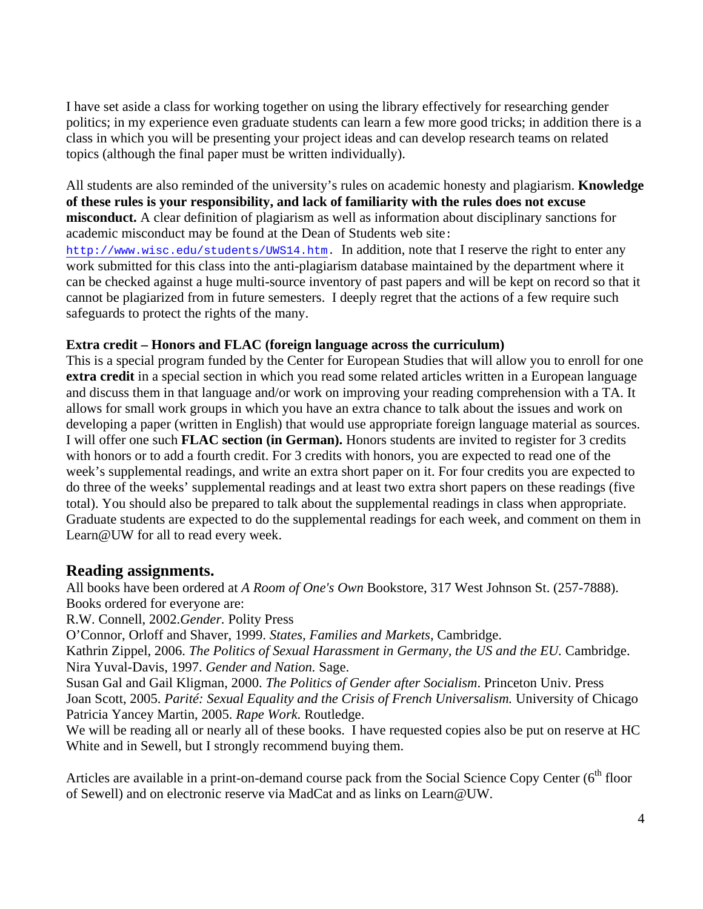I have set aside a class for working together on using the library effectively for researching gender politics; in my experience even graduate students can learn a few more good tricks; in addition there is a class in which you will be presenting your project ideas and can develop research teams on related topics (although the final paper must be written individually).

All students are also reminded of the university's rules on academic honesty and plagiarism. **Knowledge of these rules is your responsibility, and lack of familiarity with the rules does not excuse misconduct.** A clear definition of plagiarism as well as information about disciplinary sanctions for academic misconduct may be found at the Dean of Students web site: http://www.wisc.edu/students/UWS14.htm. In addition, note that I reserve the right to enter any work submitted for this class into the anti-plagiarism database maintained by the department where it can be checked against a huge multi-source inventory of past papers and will be kept on record so that it cannot be plagiarized from in future semesters. I deeply regret that the actions of a few require such safeguards to protect the rights of the many.

**Extra credit – Honors and FLAC (foreign language across the curriculum)**

This is a special program funded by the Center for European Studies that will allow you to enroll for one **extra credit** in a special section in which you read some related articles written in a European language and discuss them in that language and/or work on improving your reading comprehension with a TA. It allows for small work groups in which you have an extra chance to talk about the issues and work on developing a paper (written in English) that would use appropriate foreign language material as sources. I will offer one such **FLAC section (in German).** Honors students are invited to register for 3 credits with honors or to add a fourth credit. For 3 credits with honors, you are expected to read one of the week's supplemental readings, and write an extra short paper on it. For four credits you are expected to do three of the weeks' supplemental readings and at least two extra short papers on these readings (five total). You should also be prepared to talk about the supplemental readings in class when appropriate. Graduate students are expected to do the supplemental readings for each week, and comment on them in Learn@UW for all to read every week.

## Reading assignments.

All books have been ordered at *A Room of One's Own* Bookstore, 317 West Johnson St. (257-7888). Books ordered for everyone are:

R.W. Connell, 2002.*Gender.* Polity Press

O'Connor, Orloff and Shaver, 1999. *States, Families and Markets*, Cambridge.

Kathrin Zippel, 2006. *The Politics of Sexual Harassment in Germany, the US and the EU.* Cambridge.

Nira Yuval-Davis, 1997. *Gender and Nation.* Sage.

Susan Gal and Gail Kligman, 2000. *The Politics of Gender after Socialism*. Princeton Univ. Press

Joan Scott, 2005. *Parité: Sexual Equality and the Crisis of French Universalism.* University of Chicago

Patricia Yancey Martin, 2005. *Rape Work.* Routledge.

We will be reading all or nearly all of these books. I have requested copies also be put on reserve at HC White and in Sewell, but I strongly recommend buying them.

Articles are available in a print-on-demand course pack from the Social Science Copy Center (6th floor of Sewell) and on electronic reserve via MadCat and as links on Learn@UW.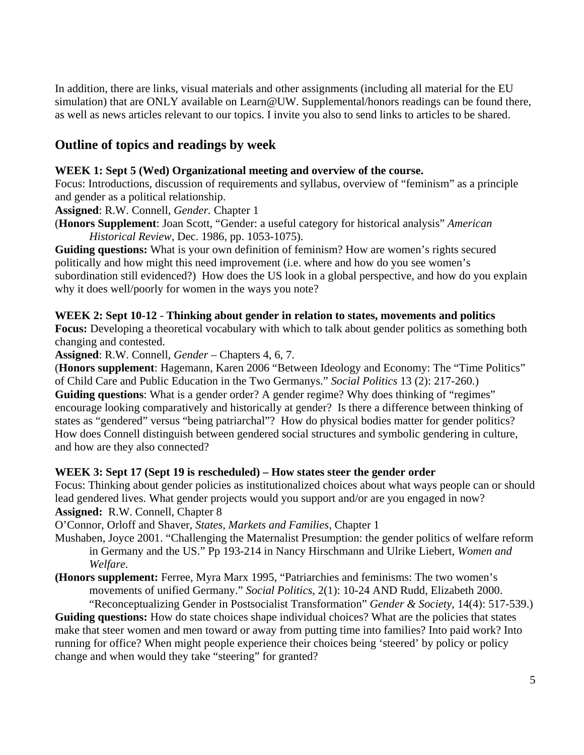In addition, there are links, visual materials and other assignments (including all material for the EU simulation) that are ONLY available on Learn@UW. Supplemental/honors readings can be found there, as well as news articles relevant to our topics. I invite you also to send links to articles to be shared.

## Outline of topics and readings by week

**WEEK 1: Sept 5 (Wed) Organizational meeting and overview of the course.**
Focus: Introductions, discussion of requirements and syllabus, overview of "feminism" as a principle and gender as a political relationship.
**Assigned**: R.W. Connell, *Gender.* Chapter 1
(**Honors Supplement**: Joan Scott, "Gender: a useful category for historical analysis" *American Historical Review,* Dec. 1986, pp. 1053-1075).
**Guiding questions:** What is your own definition of feminism? How are women's rights secured politically and how might this need improvement (i.e. where and how do you see women's subordination still evidenced?) How does the US look in a global perspective, and how do you explain why it does well/poorly for women in the ways you note?

**WEEK 2: Sept 10-12 - Thinking about gender in relation to states, movements and politics**
**Focus:** Developing a theoretical vocabulary with which to talk about gender politics as something both changing and contested.
**Assigned**: R.W. Connell, *Gender* – Chapters 4, 6, 7.
(**Honors supplement**: Hagemann, Karen 2006 "Between Ideology and Economy: The "Time Politics" of Child Care and Public Education in the Two Germanys." *Social Politics* 13 (2): 217-260.)
**Guiding questions**: What is a gender order? A gender regime? Why does thinking of "regimes" encourage looking comparatively and historically at gender? Is there a difference between thinking of states as "gendered" versus "being patriarchal"? How do physical bodies matter for gender politics? How does Connell distinguish between gendered social structures and symbolic gendering in culture, and how are they also connected?

**WEEK 3: Sept 17 (Sept 19 is rescheduled) – How states steer the gender order**
Focus: Thinking about gender policies as institutionalized choices about what ways people can or should lead gendered lives. What gender projects would you support and/or are you engaged in now?
**Assigned:** R.W. Connell, Chapter 8
O'Connor, Orloff and Shaver, *States, Markets and Families*, Chapter 1
Mushaben, Joyce 2001. "Challenging the Maternalist Presumption: the gender politics of welfare reform in Germany and the US." Pp 193-214 in Nancy Hirschmann and Ulrike Liebert, *Women and Welfare.*
**(Honors supplement:** Ferree, Myra Marx 1995, "Patriarchies and feminisms: The two women's movements of unified Germany." *Social Politics*, 2(1): 10-24 AND Rudd, Elizabeth 2000. "Reconceptualizing Gender in Postsocialist Transformation" *Gender & Society*, 14(4): 517-539.)
**Guiding questions:** How do state choices shape individual choices? What are the policies that states make that steer women and men toward or away from putting time into families? Into paid work? Into running for office? When might people experience their choices being 'steered' by policy or policy change and when would they take "steering" for granted?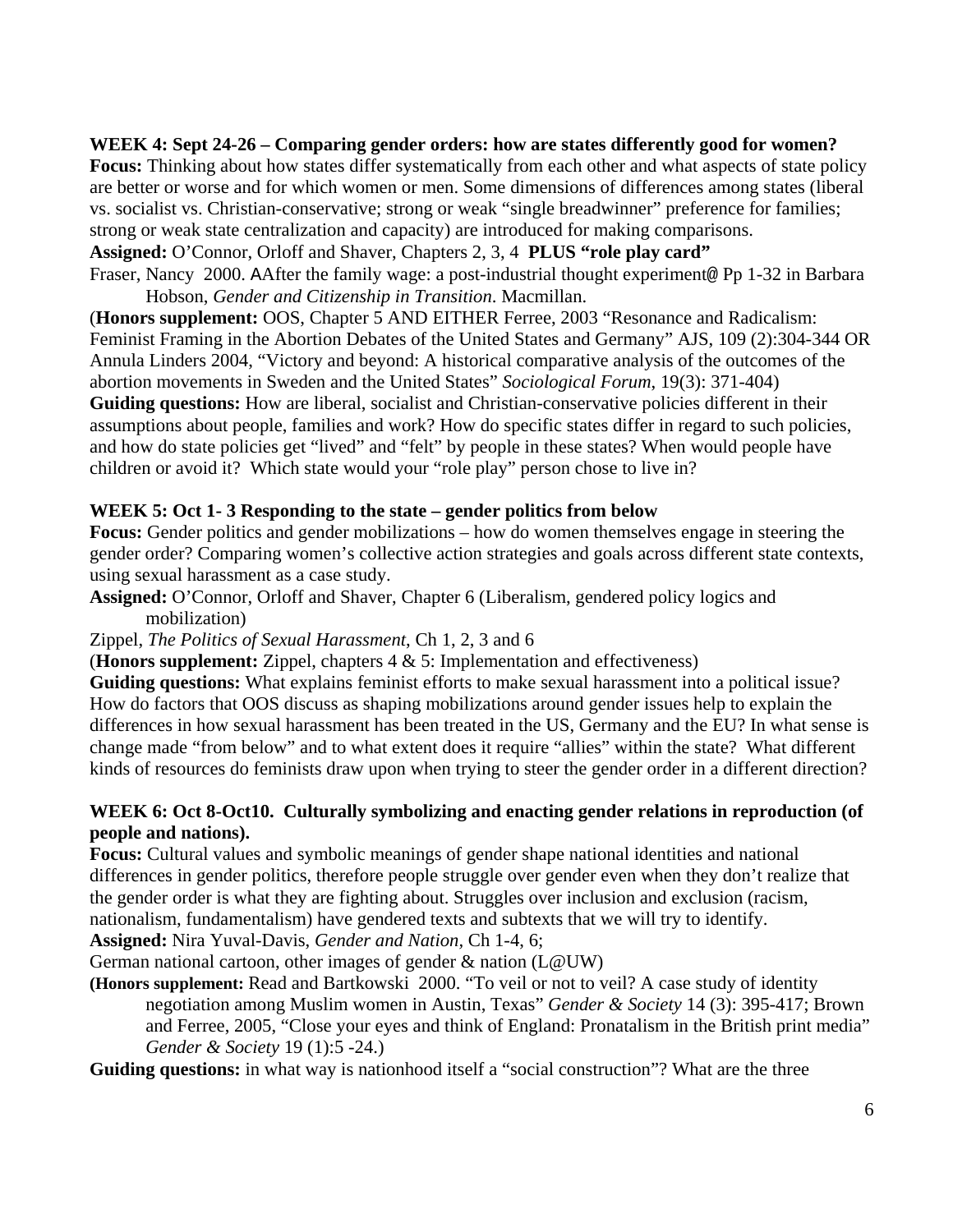**WEEK 4: Sept 24-26 – Comparing gender orders: how are states differently good for women?**
**Focus:** Thinking about how states differ systematically from each other and what aspects of state policy are better or worse and for which women or men. Some dimensions of differences among states (liberal vs. socialist vs. Christian-conservative; strong or weak "single breadwinner" preference for families; strong or weak state centralization and capacity) are introduced for making comparisons.
**Assigned:** O'Connor, Orloff and Shaver, Chapters 2, 3, 4 **PLUS "role play card"**
Fraser, Nancy 2000. AAfter the family wage: a post-industrial thought experiment@ Pp 1-32 in Barbara Hobson, *Gender and Citizenship in Transition*. Macmillan.
(**Honors supplement:** OOS, Chapter 5 AND EITHER Ferree, 2003 "Resonance and Radicalism: Feminist Framing in the Abortion Debates of the United States and Germany" AJS, 109 (2):304-344 OR Annula Linders 2004, "Victory and beyond: A historical comparative analysis of the outcomes of the abortion movements in Sweden and the United States" *Sociological Forum*, 19(3): 371-404)
**Guiding questions:** How are liberal, socialist and Christian-conservative policies different in their assumptions about people, families and work? How do specific states differ in regard to such policies, and how do state policies get "lived" and "felt" by people in these states? When would people have children or avoid it? Which state would your "role play" person chose to live in?

**WEEK 5: Oct 1- 3 Responding to the state – gender politics from below**
**Focus:** Gender politics and gender mobilizations – how do women themselves engage in steering the gender order? Comparing women's collective action strategies and goals across different state contexts, using sexual harassment as a case study.
**Assigned:** O'Connor, Orloff and Shaver, Chapter 6 (Liberalism, gendered policy logics and mobilization)
Zippel, *The Politics of Sexual Harassment*, Ch 1, 2, 3 and 6
(**Honors supplement:** Zippel, chapters 4 & 5: Implementation and effectiveness)
**Guiding questions:** What explains feminist efforts to make sexual harassment into a political issue? How do factors that OOS discuss as shaping mobilizations around gender issues help to explain the differences in how sexual harassment has been treated in the US, Germany and the EU? In what sense is change made "from below" and to what extent does it require "allies" within the state? What different kinds of resources do feminists draw upon when trying to steer the gender order in a different direction?

**WEEK 6: Oct 8-Oct10. Culturally symbolizing and enacting gender relations in reproduction (of people and nations).**
**Focus:** Cultural values and symbolic meanings of gender shape national identities and national differences in gender politics, therefore people struggle over gender even when they don't realize that the gender order is what they are fighting about. Struggles over inclusion and exclusion (racism, nationalism, fundamentalism) have gendered texts and subtexts that we will try to identify.
**Assigned:** Nira Yuval-Davis, *Gender and Nation*, Ch 1-4, 6;
German national cartoon, other images of gender & nation (L@UW)
**(Honors supplement:** Read and Bartkowski 2000. "To veil or not to veil? A case study of identity negotiation among Muslim women in Austin, Texas" *Gender & Society* 14 (3): 395-417; Brown and Ferree, 2005, "Close your eyes and think of England: Pronatalism in the British print media" *Gender & Society* 19 (1):5 -24.)
**Guiding questions:** in what way is nationhood itself a "social construction"? What are the three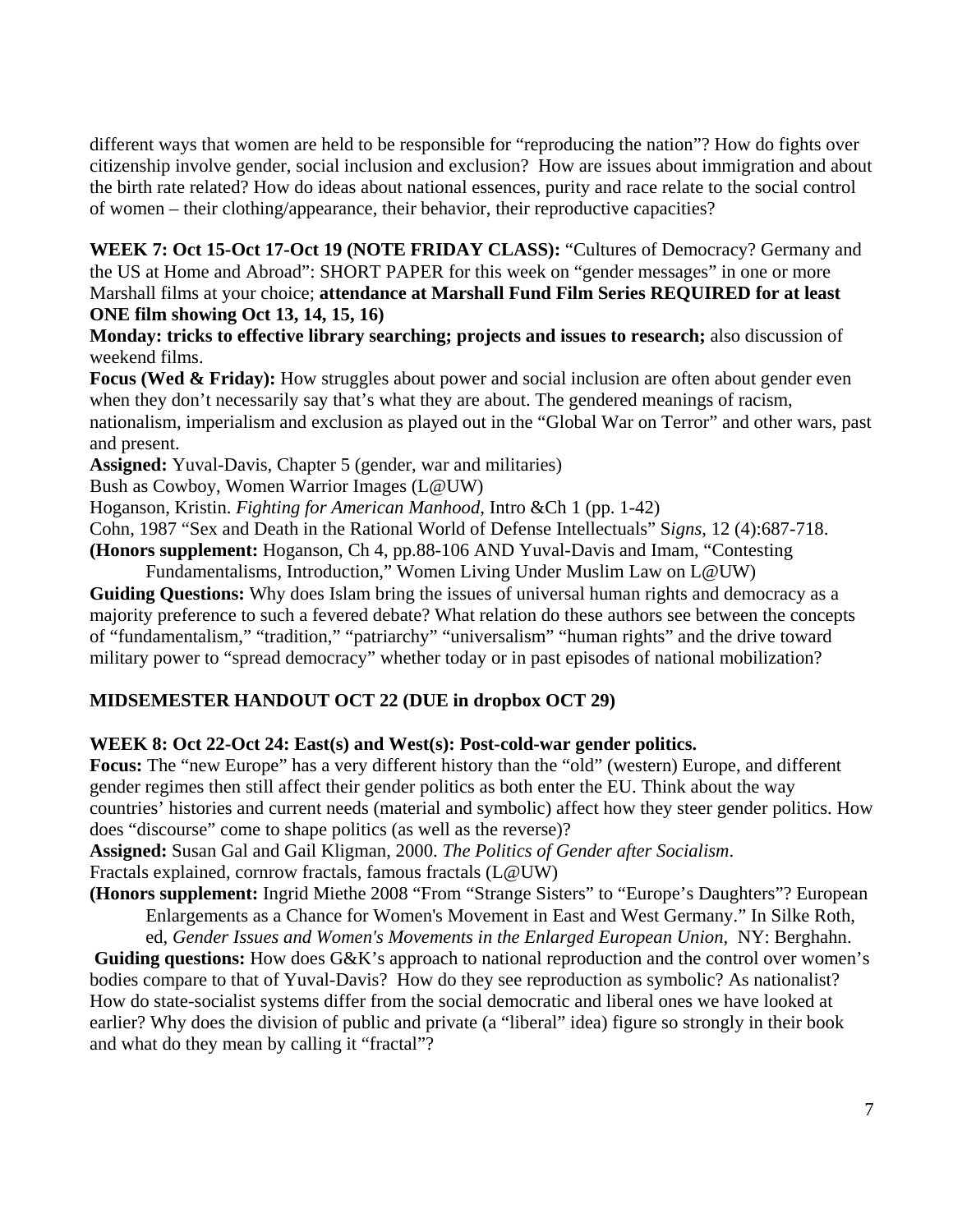different ways that women are held to be responsible for "reproducing the nation"? How do fights over citizenship involve gender, social inclusion and exclusion? How are issues about immigration and about the birth rate related? How do ideas about national essences, purity and race relate to the social control of women – their clothing/appearance, their behavior, their reproductive capacities?

**WEEK 7: Oct 15-Oct 17-Oct 19 (NOTE FRIDAY CLASS):** "Cultures of Democracy? Germany and the US at Home and Abroad": SHORT PAPER for this week on "gender messages" in one or more Marshall films at your choice; **attendance at Marshall Fund Film Series REQUIRED for at least ONE film showing Oct 13, 14, 15, 16)**

**Monday: tricks to effective library searching; projects and issues to research;** also discussion of weekend films.

**Focus (Wed & Friday):** How struggles about power and social inclusion are often about gender even when they don't necessarily say that's what they are about. The gendered meanings of racism, nationalism, imperialism and exclusion as played out in the "Global War on Terror" and other wars, past and present.

**Assigned:** Yuval-Davis, Chapter 5 (gender, war and militaries)

Bush as Cowboy, Women Warrior Images (L@UW)

Hoganson, Kristin. *Fighting for American Manhood*, Intro &Ch 1 (pp. 1-42)

Cohn, 1987 "Sex and Death in the Rational World of Defense Intellectuals" S*igns*, 12 (4):687-718.

**(Honors supplement:** Hoganson, Ch 4, pp.88-106 AND Yuval-Davis and Imam, "Contesting Fundamentalisms, Introduction," Women Living Under Muslim Law on L@UW)

**Guiding Questions:** Why does Islam bring the issues of universal human rights and democracy as a majority preference to such a fevered debate? What relation do these authors see between the concepts of "fundamentalism," "tradition," "patriarchy" "universalism" "human rights" and the drive toward military power to "spread democracy" whether today or in past episodes of national mobilization?

**MIDSEMESTER HANDOUT OCT 22 (DUE in dropbox OCT 29)**

**WEEK 8: Oct 22-Oct 24: East(s) and West(s): Post-cold-war gender politics.**

**Focus:** The "new Europe" has a very different history than the "old" (western) Europe, and different gender regimes then still affect their gender politics as both enter the EU. Think about the way countries' histories and current needs (material and symbolic) affect how they steer gender politics. How does "discourse" come to shape politics (as well as the reverse)?

**Assigned:** Susan Gal and Gail Kligman, 2000. *The Politics of Gender after Socialism*.

Fractals explained, cornrow fractals, famous fractals (L@UW)

**(Honors supplement:** Ingrid Miethe 2008 "From "Strange Sisters" to "Europe's Daughters"? European Enlargements as a Chance for Women's Movement in East and West Germany." In Silke Roth, ed, *Gender Issues and Women's Movements in the Enlarged European Union*, NY: Berghahn.

**Guiding questions:** How does G&K's approach to national reproduction and the control over women's bodies compare to that of Yuval-Davis? How do they see reproduction as symbolic? As nationalist? How do state-socialist systems differ from the social democratic and liberal ones we have looked at earlier? Why does the division of public and private (a "liberal" idea) figure so strongly in their book and what do they mean by calling it "fractal"?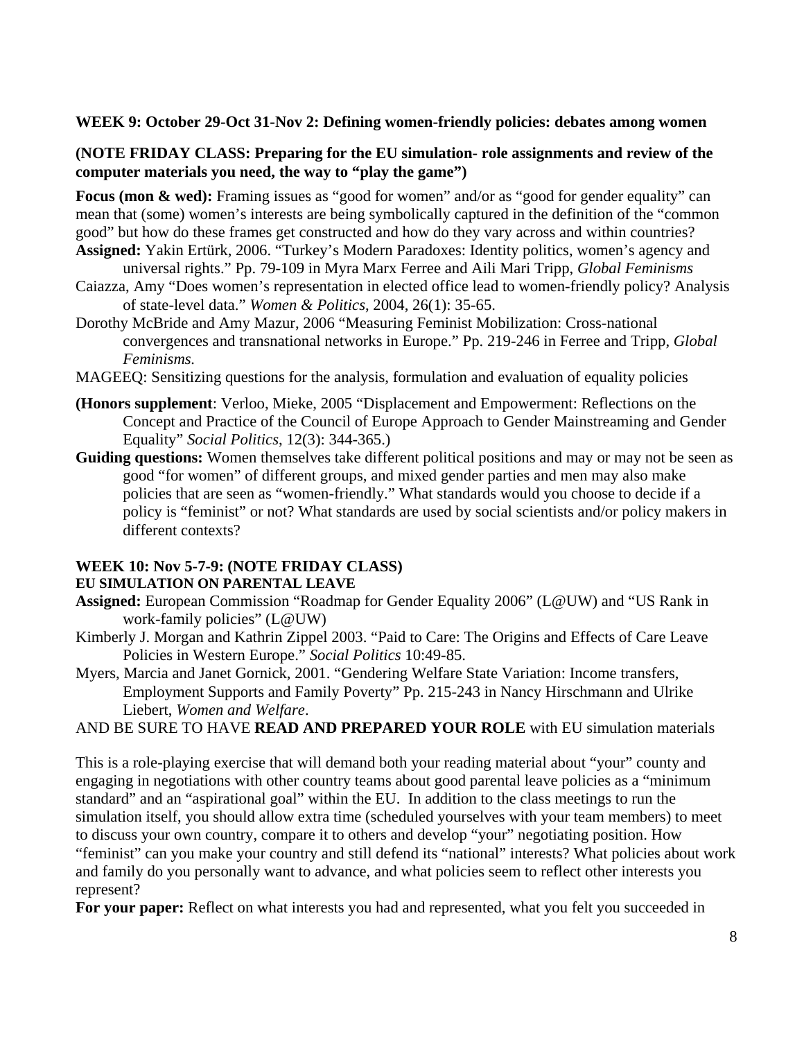**WEEK 9: October 29-Oct 31-Nov 2: Defining women-friendly policies: debates among women**

**(NOTE FRIDAY CLASS: Preparing for the EU simulation- role assignments and review of the computer materials you need, the way to "play the game")**

**Focus (mon & wed):** Framing issues as "good for women" and/or as "good for gender equality" can mean that (some) women's interests are being symbolically captured in the definition of the "common good" but how do these frames get constructed and how do they vary across and within countries?

**Assigned:** Yakin Ertürk, 2006. "Turkey's Modern Paradoxes: Identity politics, women's agency and universal rights." Pp. 79-109 in Myra Marx Ferree and Aili Mari Tripp, *Global Feminisms*

Caiazza, Amy "Does women's representation in elected office lead to women-friendly policy? Analysis of state-level data." *Women & Politics*, 2004, 26(1): 35-65.

Dorothy McBride and Amy Mazur, 2006 "Measuring Feminist Mobilization: Cross-national convergences and transnational networks in Europe." Pp. 219-246 in Ferree and Tripp, *Global Feminisms.*

MAGEEQ: Sensitizing questions for the analysis, formulation and evaluation of equality policies

**(Honors supplement**: Verloo, Mieke, 2005 "Displacement and Empowerment: Reflections on the Concept and Practice of the Council of Europe Approach to Gender Mainstreaming and Gender Equality" *Social Politics*, 12(3): 344-365.)

**Guiding questions:** Women themselves take different political positions and may or may not be seen as good "for women" of different groups, and mixed gender parties and men may also make policies that are seen as "women-friendly." What standards would you choose to decide if a policy is "feminist" or not? What standards are used by social scientists and/or policy makers in different contexts?

**WEEK 10: Nov 5-7-9: (NOTE FRIDAY CLASS)**

**EU SIMULATION ON PARENTAL LEAVE**

**Assigned:** European Commission "Roadmap for Gender Equality 2006" (L@UW) and "US Rank in work-family policies" (L@UW)

Kimberly J. Morgan and Kathrin Zippel 2003. "Paid to Care: The Origins and Effects of Care Leave Policies in Western Europe." *Social Politics* 10:49-85.

Myers, Marcia and Janet Gornick, 2001. "Gendering Welfare State Variation: Income transfers, Employment Supports and Family Poverty" Pp. 215-243 in Nancy Hirschmann and Ulrike Liebert, *Women and Welfare*.

AND BE SURE TO HAVE **READ AND PREPARED YOUR ROLE** with EU simulation materials

This is a role-playing exercise that will demand both your reading material about "your" county and engaging in negotiations with other country teams about good parental leave policies as a "minimum standard" and an "aspirational goal" within the EU. In addition to the class meetings to run the simulation itself, you should allow extra time (scheduled yourselves with your team members) to meet to discuss your own country, compare it to others and develop "your" negotiating position. How "feminist" can you make your country and still defend its "national" interests? What policies about work and family do you personally want to advance, and what policies seem to reflect other interests you represent?

**For your paper:** Reflect on what interests you had and represented, what you felt you succeeded in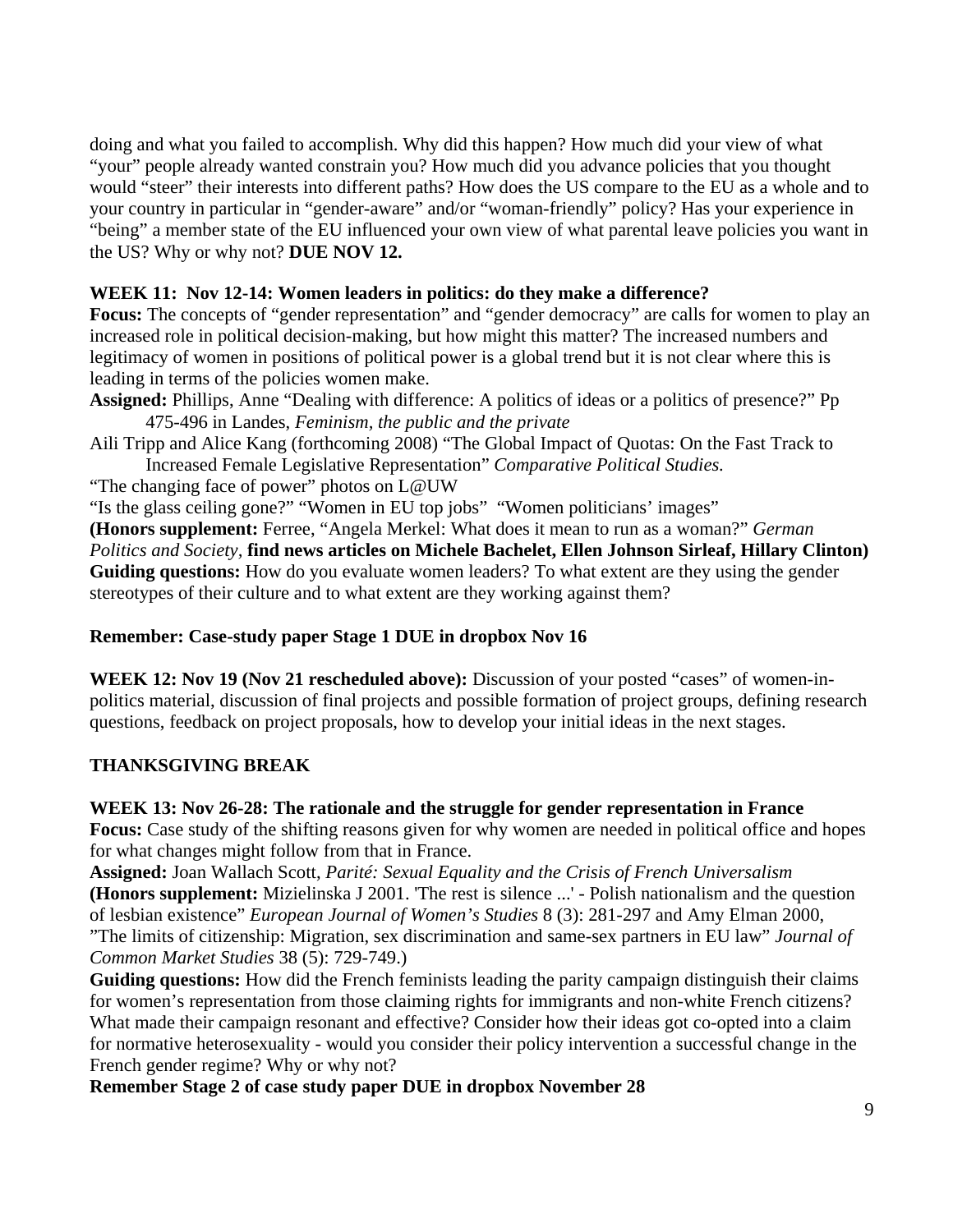doing and what you failed to accomplish. Why did this happen? How much did your view of what "your" people already wanted constrain you? How much did you advance policies that you thought would "steer" their interests into different paths? How does the US compare to the EU as a whole and to your country in particular in "gender-aware" and/or "woman-friendly" policy? Has your experience in "being" a member state of the EU influenced your own view of what parental leave policies you want in the US? Why or why not? **DUE NOV 12.**

**WEEK 11: Nov 12-14: Women leaders in politics: do they make a difference?**

**Focus:** The concepts of "gender representation" and "gender democracy" are calls for women to play an increased role in political decision-making, but how might this matter? The increased numbers and legitimacy of women in positions of political power is a global trend but it is not clear where this is leading in terms of the policies women make.

**Assigned:** Phillips, Anne "Dealing with difference: A politics of ideas or a politics of presence?" Pp 475-496 in Landes, *Feminism, the public and the private*

Aili Tripp and Alice Kang (forthcoming 2008) "The Global Impact of Quotas: On the Fast Track to Increased Female Legislative Representation" *Comparative Political Studies.*

"The changing face of power" photos on L@UW

"Is the glass ceiling gone?" "Women in EU top jobs" "Women politicians' images"

**(Honors supplement:** Ferree, "Angela Merkel: What does it mean to run as a woman?" *German Politics and Society,* **find news articles on Michele Bachelet, Ellen Johnson Sirleaf, Hillary Clinton)**

**Guiding questions:** How do you evaluate women leaders? To what extent are they using the gender stereotypes of their culture and to what extent are they working against them?

**Remember: Case-study paper Stage 1 DUE in dropbox Nov 16**

**WEEK 12: Nov 19 (Nov 21 rescheduled above):** Discussion of your posted "cases" of women-in-politics material, discussion of final projects and possible formation of project groups, defining research questions, feedback on project proposals, how to develop your initial ideas in the next stages.

**THANKSGIVING BREAK**

**WEEK 13: Nov 26-28: The rationale and the struggle for gender representation in France**

**Focus:** Case study of the shifting reasons given for why women are needed in political office and hopes for what changes might follow from that in France.

**Assigned:** Joan Wallach Scott, *Parité: Sexual Equality and the Crisis of French Universalism*

**(Honors supplement:** Mizielinska J 2001. 'The rest is silence ...' - Polish nationalism and the question of lesbian existence" *European Journal of Women's Studies* 8 (3): 281-297 and Amy Elman 2000, "The limits of citizenship: Migration, sex discrimination and same-sex partners in EU law" *Journal of Common Market Studies* 38 (5): 729-749.)

**Guiding questions:** How did the French feminists leading the parity campaign distinguish their claims for women's representation from those claiming rights for immigrants and non-white French citizens? What made their campaign resonant and effective? Consider how their ideas got co-opted into a claim for normative heterosexuality - would you consider their policy intervention a successful change in the French gender regime? Why or why not?

**Remember Stage 2 of case study paper DUE in dropbox November 28**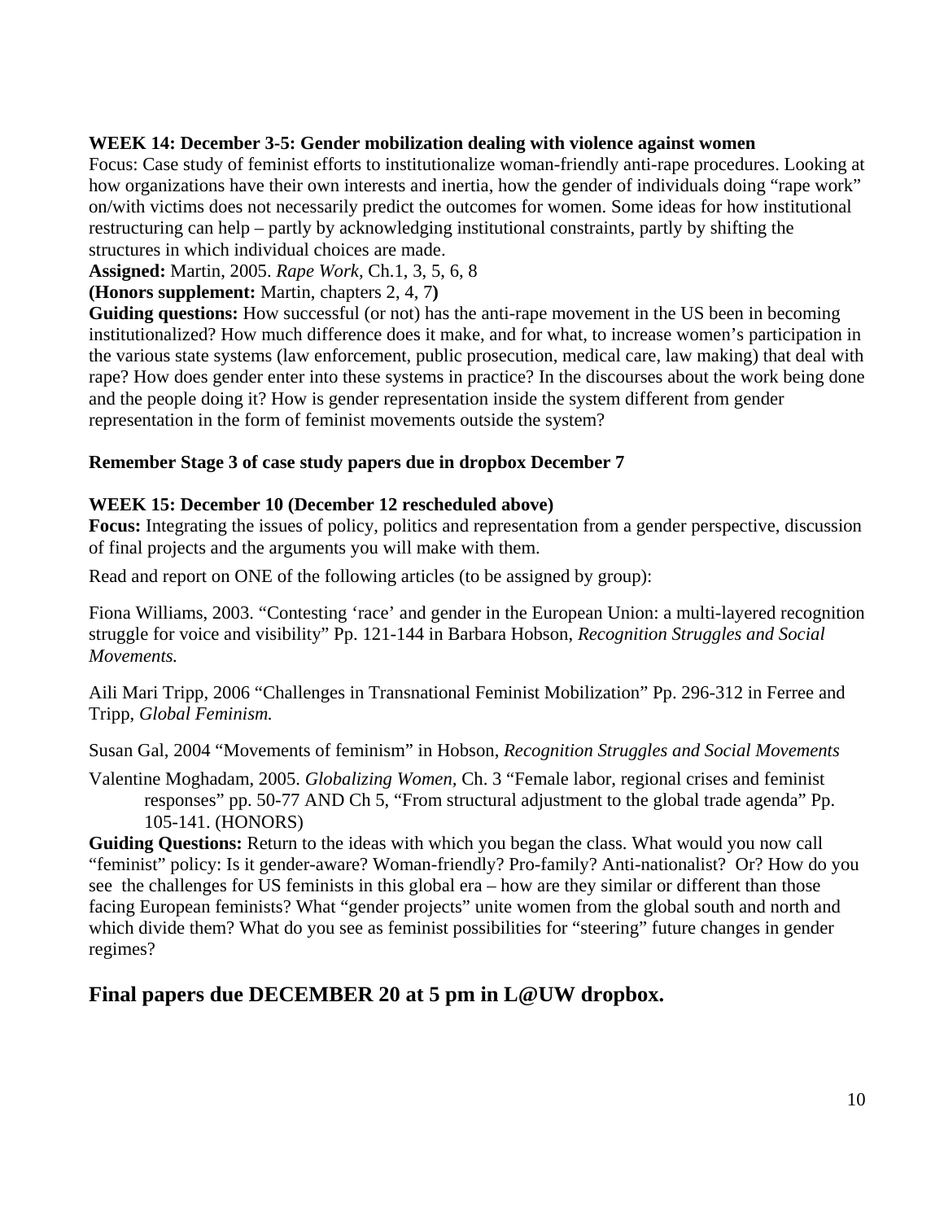**WEEK 14: December 3-5: Gender mobilization dealing with violence against women**

Focus: Case study of feminist efforts to institutionalize woman-friendly anti-rape procedures. Looking at how organizations have their own interests and inertia, how the gender of individuals doing "rape work" on/with victims does not necessarily predict the outcomes for women. Some ideas for how institutional restructuring can help – partly by acknowledging institutional constraints, partly by shifting the structures in which individual choices are made.

**Assigned:** Martin, 2005. *Rape Work,* Ch.1, 3, 5, 6, 8

**(Honors supplement:** Martin, chapters 2, 4, 7**)**

**Guiding questions:** How successful (or not) has the anti-rape movement in the US been in becoming institutionalized? How much difference does it make, and for what, to increase women's participation in the various state systems (law enforcement, public prosecution, medical care, law making) that deal with rape? How does gender enter into these systems in practice? In the discourses about the work being done and the people doing it? How is gender representation inside the system different from gender representation in the form of feminist movements outside the system?

**Remember Stage 3 of case study papers due in dropbox December 7**

**WEEK 15: December 10 (December 12 rescheduled above)**

**Focus:** Integrating the issues of policy, politics and representation from a gender perspective, discussion of final projects and the arguments you will make with them.

Read and report on ONE of the following articles (to be assigned by group):

Fiona Williams, 2003. "Contesting 'race' and gender in the European Union: a multi-layered recognition struggle for voice and visibility" Pp. 121-144 in Barbara Hobson, *Recognition Struggles and Social Movements.*

Aili Mari Tripp, 2006 "Challenges in Transnational Feminist Mobilization" Pp. 296-312 in Ferree and Tripp, *Global Feminism.*

Susan Gal, 2004 "Movements of feminism" in Hobson, *Recognition Struggles and Social Movements*

Valentine Moghadam, 2005. *Globalizing Women,* Ch. 3 "Female labor, regional crises and feminist responses" pp. 50-77 AND Ch 5, "From structural adjustment to the global trade agenda" Pp. 105-141. (HONORS)

**Guiding Questions:** Return to the ideas with which you began the class. What would you now call "feminist" policy: Is it gender-aware? Woman-friendly? Pro-family? Anti-nationalist? Or? How do you see the challenges for US feminists in this global era – how are they similar or different than those facing European feminists? What "gender projects" unite women from the global south and north and which divide them? What do you see as feminist possibilities for "steering" future changes in gender regimes?

## Final papers due DECEMBER 20 at 5 pm in L@UW dropbox.